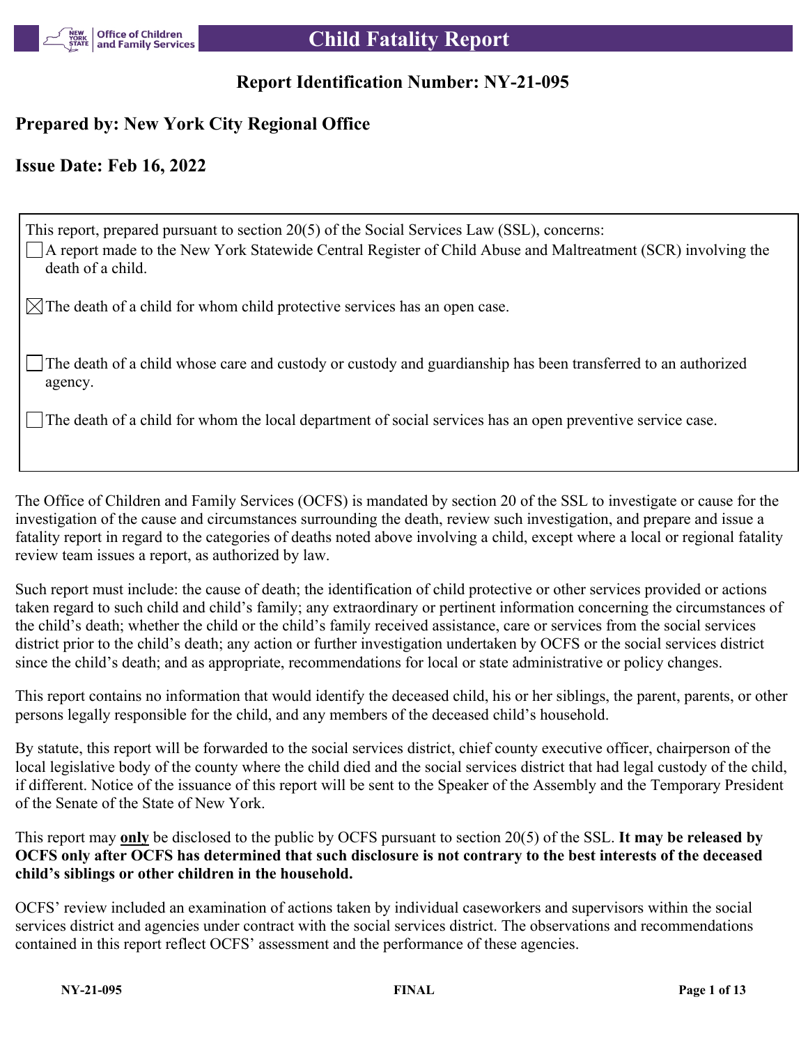# Child Fatality Report

## Report Identification Number: NY-21-095

### Prepared by: New York City Regional Office

### Issue Date: Feb 16, 2022

This report, prepared pursuant to section 20(5) of the Social Services Law (SSL), concerns:

- ☐ A report made to the New York Statewide Central Register of Child Abuse and Maltreatment (SCR) involving the death of a child.
- ☒ The death of a child for whom child protective services has an open case.
- ☐ The death of a child whose care and custody or custody and guardianship has been transferred to an authorized agency.
- ☐ The death of a child for whom the local department of social services has an open preventive service case.

The Office of Children and Family Services (OCFS) is mandated by section 20 of the SSL to investigate or cause for the investigation of the cause and circumstances surrounding the death, review such investigation, and prepare and issue a fatality report in regard to the categories of deaths noted above involving a child, except where a local or regional fatality review team issues a report, as authorized by law.

Such report must include: the cause of death; the identification of child protective or other services provided or actions taken regard to such child and child's family; any extraordinary or pertinent information concerning the circumstances of the child's death; whether the child or the child's family received assistance, care or services from the social services district prior to the child's death; any action or further investigation undertaken by OCFS or the social services district since the child's death; and as appropriate, recommendations for local or state administrative or policy changes.

This report contains no information that would identify the deceased child, his or her siblings, the parent, parents, or other persons legally responsible for the child, and any members of the deceased child's household.

By statute, this report will be forwarded to the social services district, chief county executive officer, chairperson of the local legislative body of the county where the child died and the social services district that had legal custody of the child, if different. Notice of the issuance of this report will be sent to the Speaker of the Assembly and the Temporary President of the Senate of the State of New York.

This report may **only** be disclosed to the public by OCFS pursuant to section 20(5) of the SSL. **It may be released by OCFS only after OCFS has determined that such disclosure is not contrary to the best interests of the deceased child's siblings or other children in the household.**

OCFS' review included an examination of actions taken by individual caseworkers and supervisors within the social services district and agencies under contract with the social services district. The observations and recommendations contained in this report reflect OCFS' assessment and the performance of these agencies.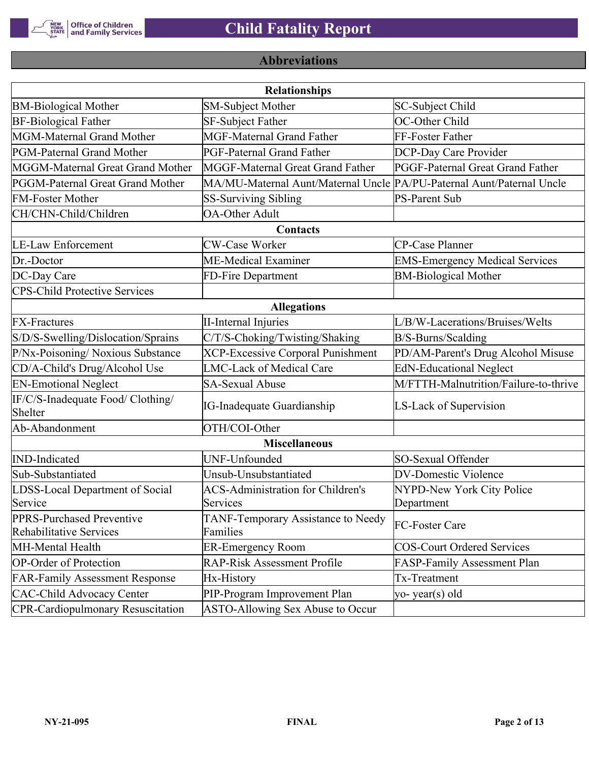## Abbreviations

| Relationships | | |
|---|---|---|
| BM-Biological Mother | SM-Subject Mother | SC-Subject Child |
| BF-Biological Father | SF-Subject Father | OC-Other Child |
| MGM-Maternal Grand Mother | MGF-Maternal Grand Father | FF-Foster Father |
| PGM-Paternal Grand Mother | PGF-Paternal Grand Father | DCP-Day Care Provider |
| MGGM-Maternal Great Grand Mother | MGGF-Maternal Great Grand Father | PGGF-Paternal Great Grand Father |
| PGGM-Paternal Great Grand Mother | MA/MU-Maternal Aunt/Maternal Uncle | PA/PU-Paternal Aunt/Paternal Uncle |
| FM-Foster Mother | SS-Surviving Sibling | PS-Parent Sub |
| CH/CHN-Child/Children | OA-Other Adult | |
| **Contacts** | | |
| LE-Law Enforcement | CW-Case Worker | CP-Case Planner |
| Dr.-Doctor | ME-Medical Examiner | EMS-Emergency Medical Services |
| DC-Day Care | FD-Fire Department | BM-Biological Mother |
| CPS-Child Protective Services | | |
| **Allegations** | | |
| FX-Fractures | II-Internal Injuries | L/B/W-Lacerations/Bruises/Welts |
| S/D/S-Swelling/Dislocation/Sprains | C/T/S-Choking/Twisting/Shaking | B/S-Burns/Scalding |
| P/Nx-Poisoning/ Noxious Substance | XCP-Excessive Corporal Punishment | PD/AM-Parent's Drug Alcohol Misuse |
| CD/A-Child's Drug/Alcohol Use | LMC-Lack of Medical Care | EdN-Educational Neglect |
| EN-Emotional Neglect | SA-Sexual Abuse | M/FTTH-Malnutrition/Failure-to-thrive |
| IF/C/S-Inadequate Food/ Clothing/ Shelter | IG-Inadequate Guardianship | LS-Lack of Supervision |
| Ab-Abandonment | OTH/COI-Other | |
| **Miscellaneous** | | |
| IND-Indicated | UNF-Unfounded | SO-Sexual Offender |
| Sub-Substantiated | Unsub-Unsubstantiated | DV-Domestic Violence |
| LDSS-Local Department of Social Service | ACS-Administration for Children's Services | NYPD-New York City Police Department |
| PPRS-Purchased Preventive Rehabilitative Services | TANF-Temporary Assistance to Needy Families | FC-Foster Care |
| MH-Mental Health | ER-Emergency Room | COS-Court Ordered Services |
| OP-Order of Protection | RAP-Risk Assessment Profile | FASP-Family Assessment Plan |
| FAR-Family Assessment Response | Hx-History | Tx-Treatment |
| CAC-Child Advocacy Center | PIP-Program Improvement Plan | yo- year(s) old |
| CPR-Cardiopulmonary Resuscitation | ASTO-Allowing Sex Abuse to Occur | |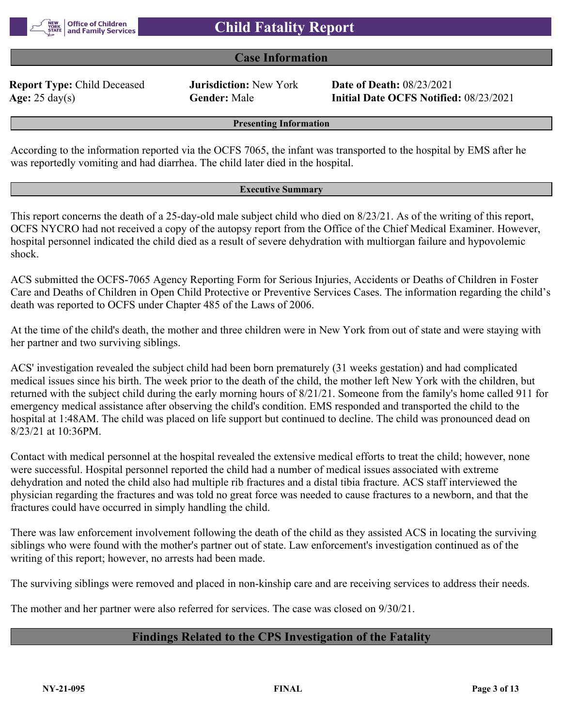# Child Fatality Report

## Case Information

**Report Type:** Child Deceased | **Jurisdiction:** New York | **Date of Death:** 08/23/2021
**Age:** 25 day(s) | **Gender:** Male | **Initial Date OCFS Notified:** 08/23/2021

### Presenting Information

According to the information reported via the OCFS 7065, the infant was transported to the hospital by EMS after he was reportedly vomiting and had diarrhea. The child later died in the hospital.

### Executive Summary

This report concerns the death of a 25-day-old male subject child who died on 8/23/21. As of the writing of this report, OCFS NYCRO had not received a copy of the autopsy report from the Office of the Chief Medical Examiner. However, hospital personnel indicated the child died as a result of severe dehydration with multiorgan failure and hypovolemic shock.

ACS submitted the OCFS-7065 Agency Reporting Form for Serious Injuries, Accidents or Deaths of Children in Foster Care and Deaths of Children in Open Child Protective or Preventive Services Cases. The information regarding the child's death was reported to OCFS under Chapter 485 of the Laws of 2006.

At the time of the child's death, the mother and three children were in New York from out of state and were staying with her partner and two surviving siblings.

ACS' investigation revealed the subject child had been born prematurely (31 weeks gestation) and had complicated medical issues since his birth. The week prior to the death of the child, the mother left New York with the children, but returned with the subject child during the early morning hours of 8/21/21. Someone from the family's home called 911 for emergency medical assistance after observing the child's condition. EMS responded and transported the child to the hospital at 1:48AM. The child was placed on life support but continued to decline. The child was pronounced dead on 8/23/21 at 10:36PM.

Contact with medical personnel at the hospital revealed the extensive medical efforts to treat the child; however, none were successful. Hospital personnel reported the child had a number of medical issues associated with extreme dehydration and noted the child also had multiple rib fractures and a distal tibia fracture. ACS staff interviewed the physician regarding the fractures and was told no great force was needed to cause fractures to a newborn, and that the fractures could have occurred in simply handling the child.

There was law enforcement involvement following the death of the child as they assisted ACS in locating the surviving siblings who were found with the mother's partner out of state. Law enforcement's investigation continued as of the writing of this report; however, no arrests had been made.

The surviving siblings were removed and placed in non-kinship care and are receiving services to address their needs.

The mother and her partner were also referred for services. The case was closed on 9/30/21.

## Findings Related to the CPS Investigation of the Fatality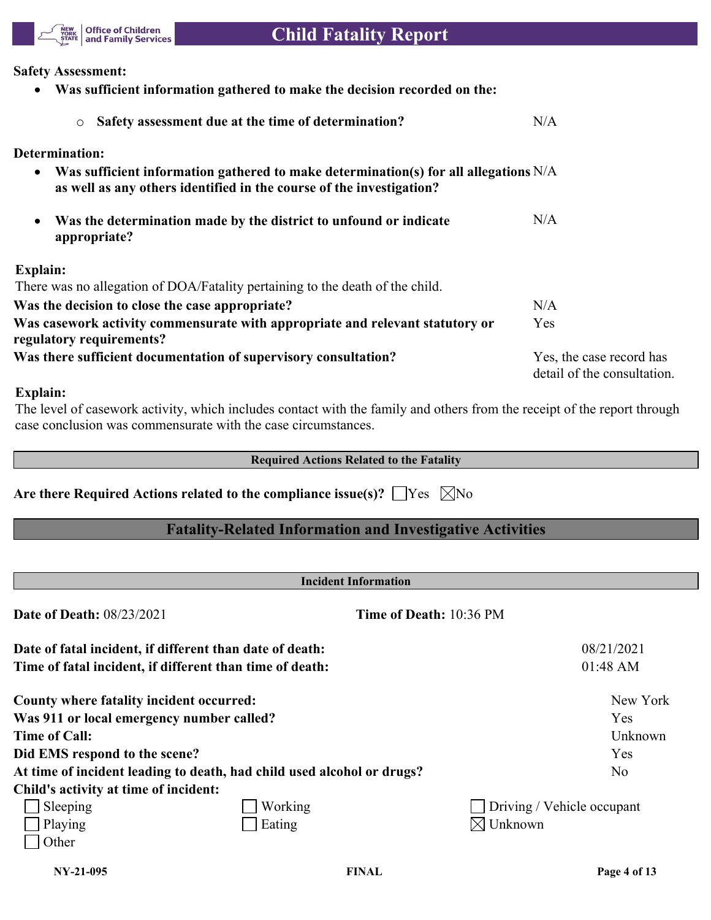**Safety Assessment:**

- **Was sufficient information gathered to make the decision recorded on the:**
  - **Safety assessment due at the time of determination?** N/A

**Determination:**

- **Was sufficient information gathered to make determination(s) for all allegations as well as any others identified in the course of the investigation?** N/A
- **Was the determination made by the district to unfound or indicate appropriate?** N/A

**Explain:**

There was no allegation of DOA/Fatality pertaining to the death of the child.

| | |
|---|---|
| **Was the decision to close the case appropriate?** | N/A |
| **Was casework activity commensurate with appropriate and relevant statutory or regulatory requirements?** | Yes |
| **Was there sufficient documentation of supervisory consultation?** | Yes, the case record has detail of the consultation. |

**Explain:**

The level of casework activity, which includes contact with the family and others from the receipt of the report through case conclusion was commensurate with the case circumstances.

**Required Actions Related to the Fatality**

**Are there Required Actions related to the compliance issue(s)?** ☐ Yes ☒ No

## Fatality-Related Information and Investigative Activities

**Incident Information**

**Date of Death:** 08/23/2021 **Time of Death:** 10:36 PM

| | |
|---|---|
| **Date of fatal incident, if different than date of death:** | 08/21/2021 |
| **Time of fatal incident, if different than time of death:** | 01:48 AM |
| **County where fatality incident occurred:** | New York |
| **Was 911 or local emergency number called?** | Yes |
| **Time of Call:** | Unknown |
| **Did EMS respond to the scene?** | Yes |
| **At time of incident leading to death, had child used alcohol or drugs?** | No |

**Child's activity at time of incident:**

| | | |
|---|---|---|
| ☐ Sleeping | ☐ Working | ☐ Driving / Vehicle occupant |
| ☐ Playing | ☐ Eating | ☒ Unknown |
| ☐ Other | | |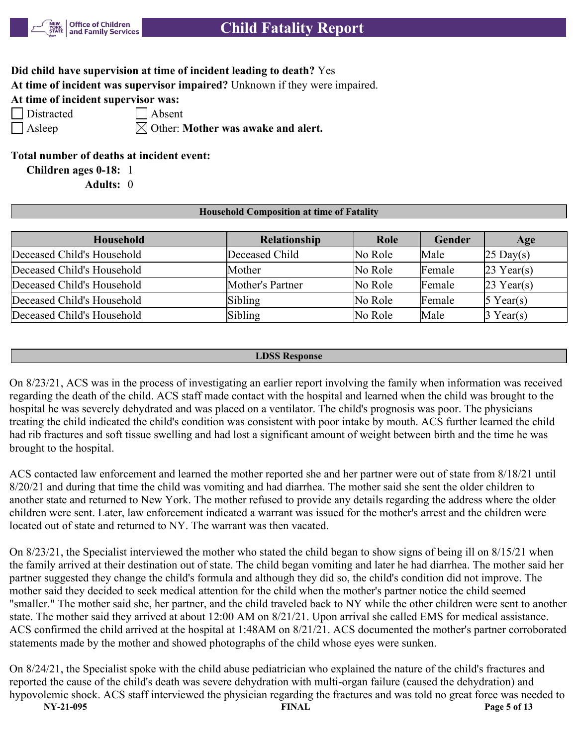**Did child have supervision at time of incident leading to death?** Yes

**At time of incident was supervisor impaired?** Unknown if they were impaired.

**At time of incident supervisor was:**

- [ ] Distracted
- [ ] Absent
- [ ] Asleep
- [x] Other: **Mother was awake and alert.**

**Total number of deaths at incident event:**

**Children ages 0-18:** 1

**Adults:** 0

**Household Composition at time of Fatality**

| Household | Relationship | Role | Gender | Age |
|---|---|---|---|---|
| Deceased Child's Household | Deceased Child | No Role | Male | 25 Day(s) |
| Deceased Child's Household | Mother | No Role | Female | 23 Year(s) |
| Deceased Child's Household | Mother's Partner | No Role | Female | 23 Year(s) |
| Deceased Child's Household | Sibling | No Role | Female | 5 Year(s) |
| Deceased Child's Household | Sibling | No Role | Male | 3 Year(s) |

**LDSS Response**

On 8/23/21, ACS was in the process of investigating an earlier report involving the family when information was received regarding the death of the child. ACS staff made contact with the hospital and learned when the child was brought to the hospital he was severely dehydrated and was placed on a ventilator. The child's prognosis was poor. The physicians treating the child indicated the child's condition was consistent with poor intake by mouth. ACS further learned the child had rib fractures and soft tissue swelling and had lost a significant amount of weight between birth and the time he was brought to the hospital.

ACS contacted law enforcement and learned the mother reported she and her partner were out of state from 8/18/21 until 8/20/21 and during that time the child was vomiting and had diarrhea. The mother said she sent the older children to another state and returned to New York. The mother refused to provide any details regarding the address where the older children were sent. Later, law enforcement indicated a warrant was issued for the mother's arrest and the children were located out of state and returned to NY. The warrant was then vacated.

On 8/23/21, the Specialist interviewed the mother who stated the child began to show signs of being ill on 8/15/21 when the family arrived at their destination out of state. The child began vomiting and later he had diarrhea. The mother said her partner suggested they change the child's formula and although they did so, the child's condition did not improve. The mother said they decided to seek medical attention for the child when the mother's partner notice the child seemed "smaller." The mother said she, her partner, and the child traveled back to NY while the other children were sent to another state. The mother said they arrived at about 12:00 AM on 8/21/21. Upon arrival she called EMS for medical assistance. ACS confirmed the child arrived at the hospital at 1:48AM on 8/21/21. ACS documented the mother's partner corroborated statements made by the mother and showed photographs of the child whose eyes were sunken.

On 8/24/21, the Specialist spoke with the child abuse pediatrician who explained the nature of the child's fractures and reported the cause of the child's death was severe dehydration with multi-organ failure (caused the dehydration) and hypovolemic shock. ACS staff interviewed the physician regarding the fractures and was told no great force was needed to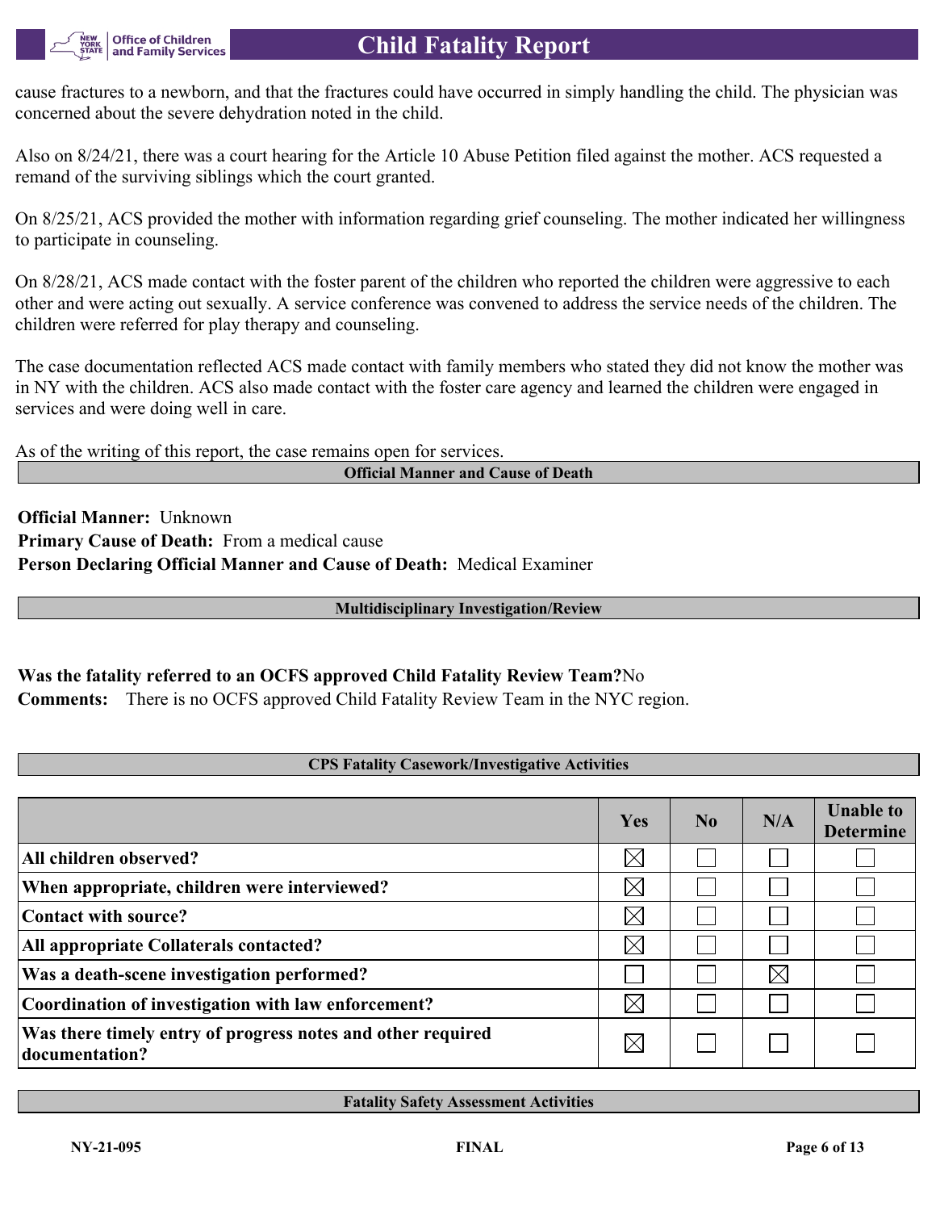cause fractures to a newborn, and that the fractures could have occurred in simply handling the child. The physician was concerned about the severe dehydration noted in the child.

Also on 8/24/21, there was a court hearing for the Article 10 Abuse Petition filed against the mother. ACS requested a remand of the surviving siblings which the court granted.

On 8/25/21, ACS provided the mother with information regarding grief counseling. The mother indicated her willingness to participate in counseling.

On 8/28/21, ACS made contact with the foster parent of the children who reported the children were aggressive to each other and were acting out sexually. A service conference was convened to address the service needs of the children. The children were referred for play therapy and counseling.

The case documentation reflected ACS made contact with family members who stated they did not know the mother was in NY with the children. ACS also made contact with the foster care agency and learned the children were engaged in services and were doing well in care.

As of the writing of this report, the case remains open for services.

## Official Manner and Cause of Death

**Official Manner:** Unknown
**Primary Cause of Death:** From a medical cause
**Person Declaring Official Manner and Cause of Death:** Medical Examiner

## Multidisciplinary Investigation/Review

**Was the fatality referred to an OCFS approved Child Fatality Review Team?** No
**Comments:** There is no OCFS approved Child Fatality Review Team in the NYC region.

## CPS Fatality Casework/Investigative Activities

| | Yes | No | N/A | Unable to Determine |
|---|---|---|---|---|
| **All children observed?** | ☒ | ☐ | ☐ | ☐ |
| **When appropriate, children were interviewed?** | ☒ | ☐ | ☐ | ☐ |
| **Contact with source?** | ☒ | ☐ | ☐ | ☐ |
| **All appropriate Collaterals contacted?** | ☒ | ☐ | ☐ | ☐ |
| **Was a death-scene investigation performed?** | ☐ | ☐ | ☒ | ☐ |
| **Coordination of investigation with law enforcement?** | ☒ | ☐ | ☐ | ☐ |
| **Was there timely entry of progress notes and other required documentation?** | ☒ | ☐ | ☐ | ☐ |

## Fatality Safety Assessment Activities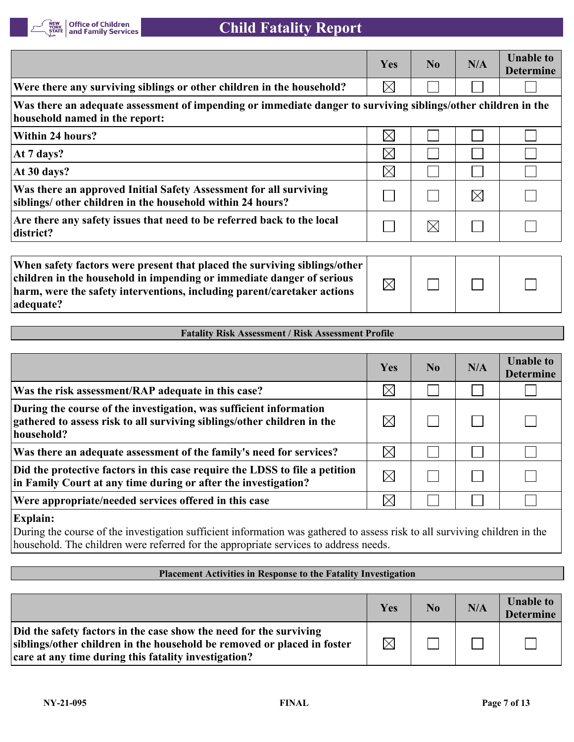| | Yes | No | N/A | Unable to Determine |
|---|---|---|---|---|
| **Were there any surviving siblings or other children in the household?** | ☒ | ☐ | ☐ | ☐ |
| **Was there an adequate assessment of impending or immediate danger to surviving siblings/other children in the household named in the report:** | | | | |
| **Within 24 hours?** | ☒ | ☐ | ☐ | ☐ |
| **At 7 days?** | ☒ | ☐ | ☐ | ☐ |
| **At 30 days?** | ☒ | ☐ | ☐ | ☐ |
| **Was there an approved Initial Safety Assessment for all surviving siblings/ other children in the household within 24 hours?** | ☐ | ☐ | ☒ | ☐ |
| **Are there any safety issues that need to be referred back to the local district?** | ☐ | ☒ | ☐ | ☐ |

| | | | | |
|---|---|---|---|---|
| **When safety factors were present that placed the surviving siblings/other children in the household in impending or immediate danger of serious harm, were the safety interventions, including parent/caretaker actions adequate?** | ☒ | ☐ | ☐ | ☐ |

## Fatality Risk Assessment / Risk Assessment Profile

| | Yes | No | N/A | Unable to Determine |
|---|---|---|---|---|
| **Was the risk assessment/RAP adequate in this case?** | ☒ | ☐ | ☐ | ☐ |
| **During the course of the investigation, was sufficient information gathered to assess risk to all surviving siblings/other children in the household?** | ☒ | ☐ | ☐ | ☐ |
| **Was there an adequate assessment of the family's need for services?** | ☒ | ☐ | ☐ | ☐ |
| **Did the protective factors in this case require the LDSS to file a petition in Family Court at any time during or after the investigation?** | ☒ | ☐ | ☐ | ☐ |
| **Were appropriate/needed services offered in this case** | ☒ | ☐ | ☐ | ☐ |

**Explain:**
During the course of the investigation sufficient information was gathered to assess risk to all surviving children in the household. The children were referred for the appropriate services to address needs.

## Placement Activities in Response to the Fatality Investigation

| | Yes | No | N/A | Unable to Determine |
|---|---|---|---|---|
| **Did the safety factors in the case show the need for the surviving siblings/other children in the household be removed or placed in foster care at any time during this fatality investigation?** | ☒ | ☐ | ☐ | ☐ |

NY-21-095 FINAL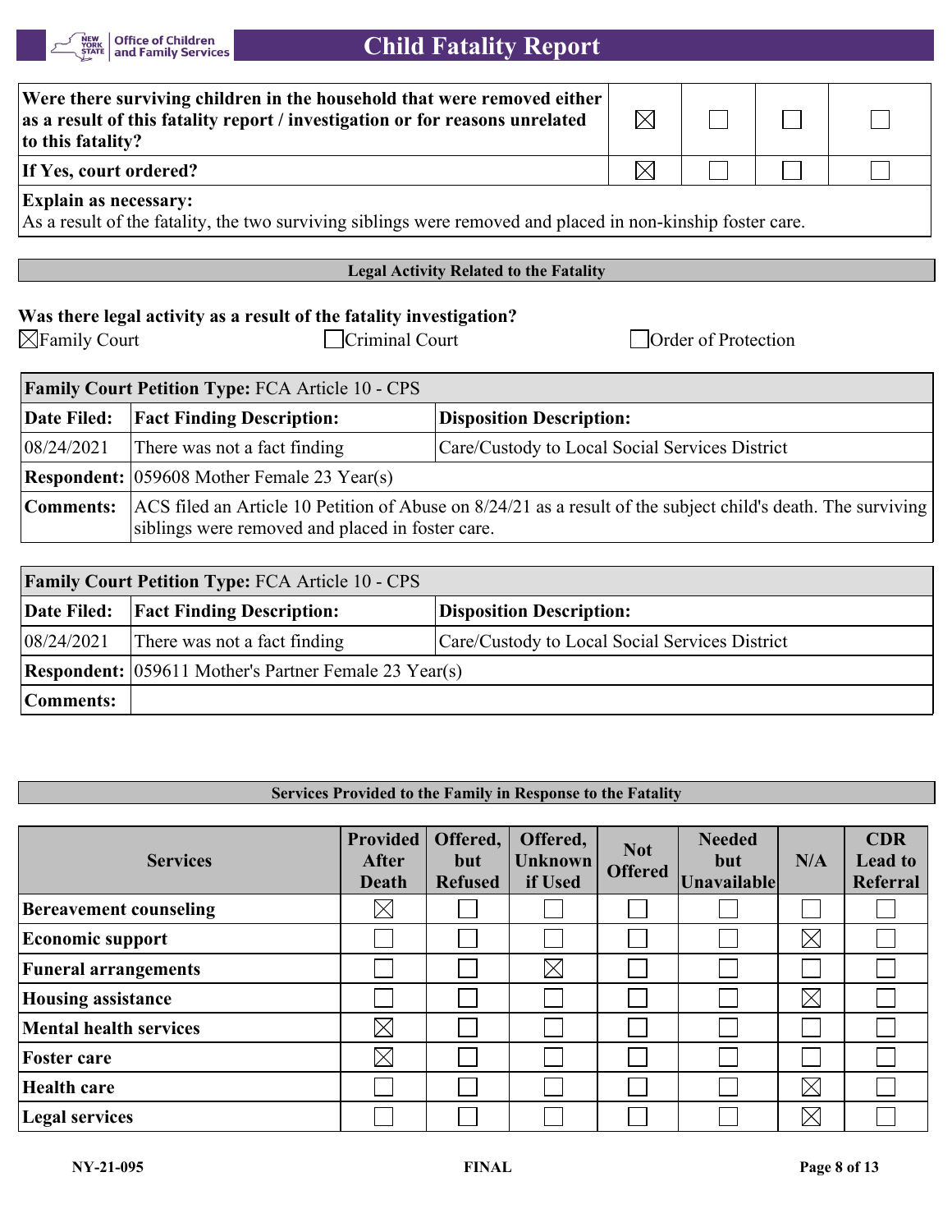| Were there surviving children in the household that were removed either as a result of this fatality report / investigation or for reasons unrelated to this fatality? | ☒ | ☐ | ☐ | ☐ |
|---|---|---|---|---|
| If Yes, court ordered? | ☒ | ☐ | ☐ | ☐ |

**Explain as necessary:**
As a result of the fatality, the two surviving siblings were removed and placed in non-kinship foster care.

## Legal Activity Related to the Fatality

**Was there legal activity as a result of the fatality investigation?**

☒ Family Court ☐ Criminal Court ☐ Order of Protection

| **Family Court Petition Type:** FCA Article 10 - CPS | | |
|---|---|---|
| **Date Filed:** | **Fact Finding Description:** | **Disposition Description:** |
| 08/24/2021 | There was not a fact finding | Care/Custody to Local Social Services District |
| **Respondent:** | 059608 Mother Female 23 Year(s) | |
| **Comments:** | ACS filed an Article 10 Petition of Abuse on 8/24/21 as a result of the subject child's death. The surviving siblings were removed and placed in foster care. | |

| **Family Court Petition Type:** FCA Article 10 - CPS | | |
|---|---|---|
| **Date Filed:** | **Fact Finding Description:** | **Disposition Description:** |
| 08/24/2021 | There was not a fact finding | Care/Custody to Local Social Services District |
| **Respondent:** | 059611 Mother's Partner Female 23 Year(s) | |
| **Comments:** | | |

## Services Provided to the Family in Response to the Fatality

| Services | Provided After Death | Offered, but Refused | Offered, Unknown if Used | Not Offered | Needed but Unavailable | N/A | CDR Lead to Referral |
|---|---|---|---|---|---|---|---|
| **Bereavement counseling** | ☒ | ☐ | ☐ | ☐ | ☐ | ☐ | ☐ |
| **Economic support** | ☐ | ☐ | ☐ | ☐ | ☐ | ☒ | ☐ |
| **Funeral arrangements** | ☐ | ☐ | ☒ | ☐ | ☐ | ☐ | ☐ |
| **Housing assistance** | ☐ | ☐ | ☐ | ☐ | ☐ | ☒ | ☐ |
| **Mental health services** | ☒ | ☐ | ☐ | ☐ | ☐ | ☐ | ☐ |
| **Foster care** | ☒ | ☐ | ☐ | ☐ | ☐ | ☐ | ☐ |
| **Health care** | ☐ | ☐ | ☐ | ☐ | ☐ | ☒ | ☐ |
| **Legal services** | ☐ | ☐ | ☐ | ☐ | ☐ | ☒ | ☐ |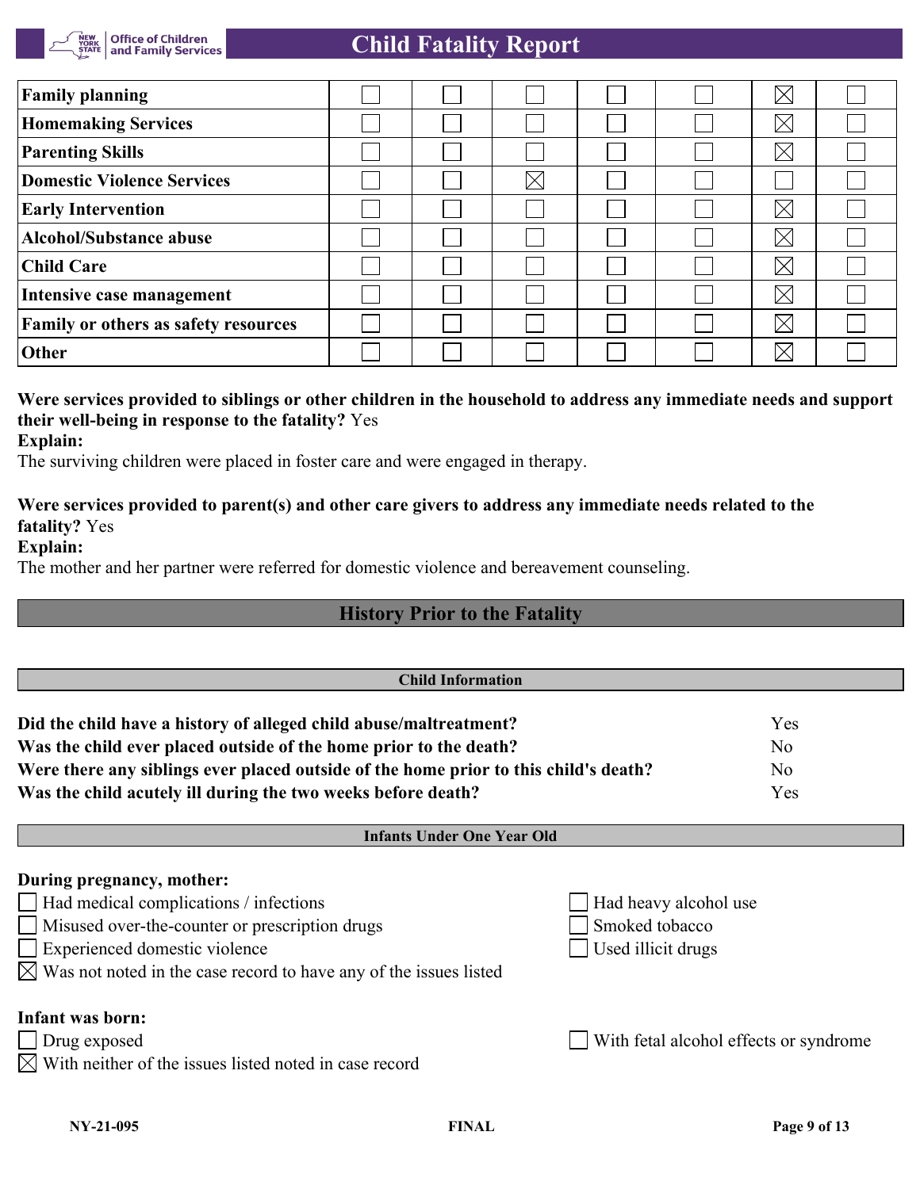| | | | | | | | |
|---|---|---|---|---|---|---|---|
| **Family planning** | ☐ | ☐ | ☐ | ☐ | ☐ | ☒ | ☐ |
| **Homemaking Services** | ☐ | ☐ | ☐ | ☐ | ☐ | ☒ | ☐ |
| **Parenting Skills** | ☐ | ☐ | ☐ | ☐ | ☐ | ☒ | ☐ |
| **Domestic Violence Services** | ☐ | ☐ | ☒ | ☐ | ☐ | ☐ | ☐ |
| **Early Intervention** | ☐ | ☐ | ☐ | ☐ | ☐ | ☒ | ☐ |
| **Alcohol/Substance abuse** | ☐ | ☐ | ☐ | ☐ | ☐ | ☒ | ☐ |
| **Child Care** | ☐ | ☐ | ☐ | ☐ | ☐ | ☒ | ☐ |
| **Intensive case management** | ☐ | ☐ | ☐ | ☐ | ☐ | ☒ | ☐ |
| **Family or others as safety resources** | ☐ | ☐ | ☐ | ☐ | ☐ | ☒ | ☐ |
| **Other** | ☐ | ☐ | ☐ | ☐ | ☐ | ☒ | ☐ |

**Were services provided to siblings or other children in the household to address any immediate needs and support their well-being in response to the fatality?** Yes

**Explain:**

The surviving children were placed in foster care and were engaged in therapy.

**Were services provided to parent(s) and other care givers to address any immediate needs related to the fatality?** Yes

**Explain:**

The mother and her partner were referred for domestic violence and bereavement counseling.

## History Prior to the Fatality

### Child Information

| | |
|---|---|
| **Did the child have a history of alleged child abuse/maltreatment?** | Yes |
| **Was the child ever placed outside of the home prior to the death?** | No |
| **Were there any siblings ever placed outside of the home prior to this child's death?** | No |
| **Was the child acutely ill during the two weeks before death?** | Yes |

### Infants Under One Year Old

**During pregnancy, mother:**

- ☐ Had medical complications / infections
- ☐ Misused over-the-counter or prescription drugs
- ☐ Experienced domestic violence
- ☒ Was not noted in the case record to have any of the issues listed
- ☐ Had heavy alcohol use
- ☐ Smoked tobacco
- ☐ Used illicit drugs

**Infant was born:**

- ☐ Drug exposed
- ☒ With neither of the issues listed noted in case record
- ☐ With fetal alcohol effects or syndrome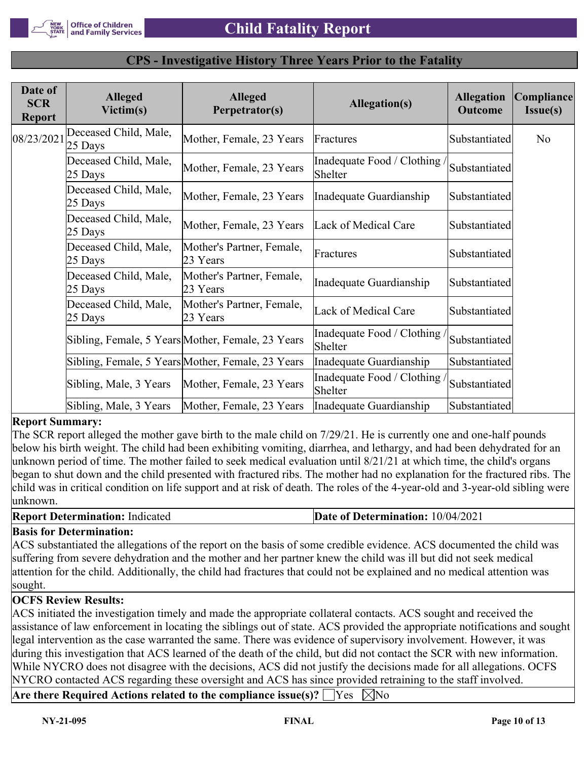## CPS - Investigative History Three Years Prior to the Fatality

| Date of SCR Report | Alleged Victim(s) | Alleged Perpetrator(s) | Allegation(s) | Allegation Outcome | Compliance Issue(s) |
|---|---|---|---|---|---|
| 08/23/2021 | Deceased Child, Male, 25 Days | Mother, Female, 23 Years | Fractures | Substantiated | No |
| | Deceased Child, Male, 25 Days | Mother, Female, 23 Years | Inadequate Food / Clothing / Shelter | Substantiated | |
| | Deceased Child, Male, 25 Days | Mother, Female, 23 Years | Inadequate Guardianship | Substantiated | |
| | Deceased Child, Male, 25 Days | Mother, Female, 23 Years | Lack of Medical Care | Substantiated | |
| | Deceased Child, Male, 25 Days | Mother's Partner, Female, 23 Years | Fractures | Substantiated | |
| | Deceased Child, Male, 25 Days | Mother's Partner, Female, 23 Years | Inadequate Guardianship | Substantiated | |
| | Deceased Child, Male, 25 Days | Mother's Partner, Female, 23 Years | Lack of Medical Care | Substantiated | |
| | Sibling, Female, 5 Years | Mother, Female, 23 Years | Inadequate Food / Clothing / Shelter | Substantiated | |
| | Sibling, Female, 5 Years | Mother, Female, 23 Years | Inadequate Guardianship | Substantiated | |
| | Sibling, Male, 3 Years | Mother, Female, 23 Years | Inadequate Food / Clothing / Shelter | Substantiated | |
| | Sibling, Male, 3 Years | Mother, Female, 23 Years | Inadequate Guardianship | Substantiated | |

**Report Summary:**
The SCR report alleged the mother gave birth to the male child on 7/29/21. He is currently one and one-half pounds below his birth weight. The child had been exhibiting vomiting, diarrhea, and lethargy, and had been dehydrated for an unknown period of time. The mother failed to seek medical evaluation until 8/21/21 at which time, the child's organs began to shut down and the child presented with fractured ribs. The mother had no explanation for the fractured ribs. The child was in critical condition on life support and at risk of death. The roles of the 4-year-old and 3-year-old sibling were unknown.

**Report Determination:** Indicated

**Date of Determination:** 10/04/2021

**Basis for Determination:**
ACS substantiated the allegations of the report on the basis of some credible evidence. ACS documented the child was suffering from severe dehydration and the mother and her partner knew the child was ill but did not seek medical attention for the child. Additionally, the child had fractures that could not be explained and no medical attention was sought.

**OCFS Review Results:**
ACS initiated the investigation timely and made the appropriate collateral contacts. ACS sought and received the assistance of law enforcement in locating the siblings out of state. ACS provided the appropriate notifications and sought legal intervention as the case warranted the same. There was evidence of supervisory involvement. However, it was during this investigation that ACS learned of the death of the child, but did not contact the SCR with new information. While NYCRO does not disagree with the decisions, ACS did not justify the decisions made for all allegations. OCFS NYCRO contacted ACS regarding these oversight and ACS has since provided retraining to the staff involved.

**Are there Required Actions related to the compliance issue(s)?** ☐ Yes ☒ No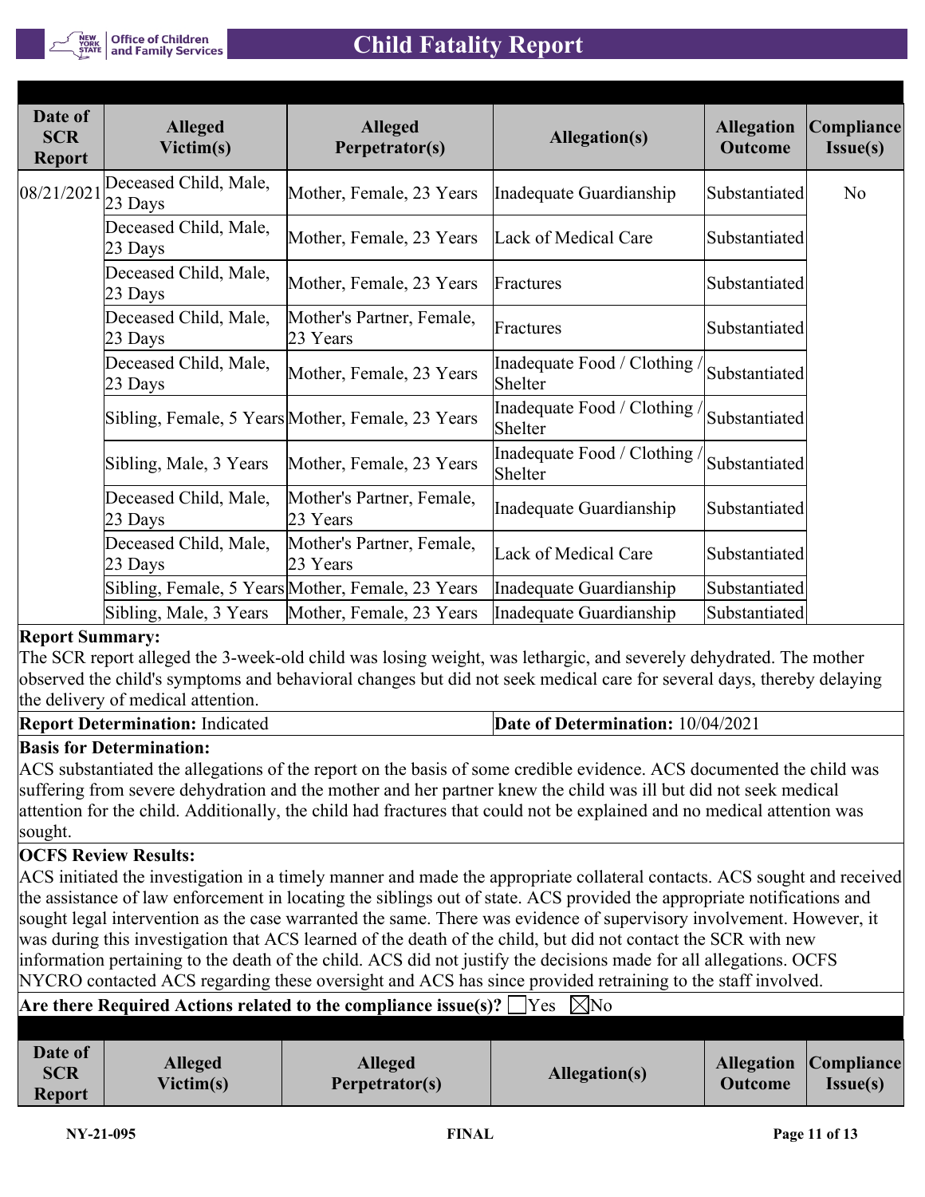| Date of SCR Report | Alleged Victim(s) | Alleged Perpetrator(s) | Allegation(s) | Allegation Outcome | Compliance Issue(s) |
|---|---|---|---|---|---|
| 08/21/2021 | Deceased Child, Male, 23 Days | Mother, Female, 23 Years | Inadequate Guardianship | Substantiated | No |
| | Deceased Child, Male, 23 Days | Mother, Female, 23 Years | Lack of Medical Care | Substantiated | |
| | Deceased Child, Male, 23 Days | Mother, Female, 23 Years | Fractures | Substantiated | |
| | Deceased Child, Male, 23 Days | Mother's Partner, Female, 23 Years | Fractures | Substantiated | |
| | Deceased Child, Male, 23 Days | Mother, Female, 23 Years | Inadequate Food / Clothing / Shelter | Substantiated | |
| | Sibling, Female, 5 Years | Mother, Female, 23 Years | Inadequate Food / Clothing / Shelter | Substantiated | |
| | Sibling, Male, 3 Years | Mother, Female, 23 Years | Inadequate Food / Clothing / Shelter | Substantiated | |
| | Deceased Child, Male, 23 Days | Mother's Partner, Female, 23 Years | Inadequate Guardianship | Substantiated | |
| | Deceased Child, Male, 23 Days | Mother's Partner, Female, 23 Years | Lack of Medical Care | Substantiated | |
| | Sibling, Female, 5 Years | Mother, Female, 23 Years | Inadequate Guardianship | Substantiated | |
| | Sibling, Male, 3 Years | Mother, Female, 23 Years | Inadequate Guardianship | Substantiated | |

**Report Summary:**
The SCR report alleged the 3-week-old child was losing weight, was lethargic, and severely dehydrated. The mother observed the child's symptoms and behavioral changes but did not seek medical care for several days, thereby delaying the delivery of medical attention.

**Report Determination:** Indicated | **Date of Determination:** 10/04/2021

**Basis for Determination:**
ACS substantiated the allegations of the report on the basis of some credible evidence. ACS documented the child was suffering from severe dehydration and the mother and her partner knew the child was ill but did not seek medical attention for the child. Additionally, the child had fractures that could not be explained and no medical attention was sought.

**OCFS Review Results:**
ACS initiated the investigation in a timely manner and made the appropriate collateral contacts. ACS sought and received the assistance of law enforcement in locating the siblings out of state. ACS provided the appropriate notifications and sought legal intervention as the case warranted the same. There was evidence of supervisory involvement. However, it was during this investigation that ACS learned of the death of the child, but did not contact the SCR with new information pertaining to the death of the child. ACS did not justify the decisions made for all allegations. OCFS NYCRO contacted ACS regarding these oversight and ACS has since provided retraining to the staff involved.

**Are there Required Actions related to the compliance issue(s)?** ☐ Yes ☒ No

| Date of SCR Report | Alleged Victim(s) | Alleged Perpetrator(s) | Allegation(s) | Allegation Outcome | Compliance Issue(s) |
|---|---|---|---|---|---|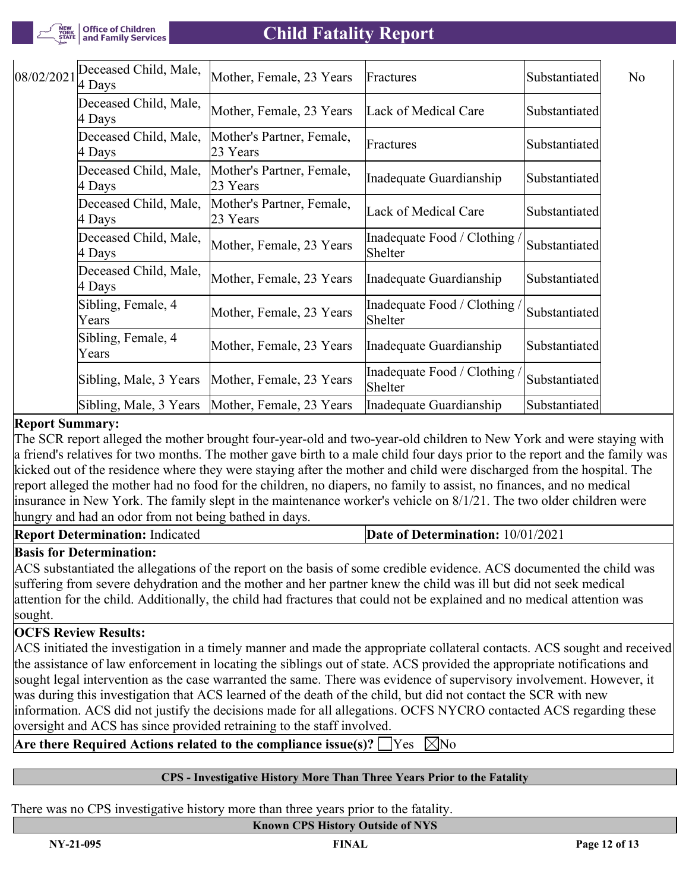| | | | | | |
|---|---|---|---|---|---|
| 08/02/2021 | Deceased Child, Male, 4 Days | Mother, Female, 23 Years | Fractures | Substantiated | No |
| | Deceased Child, Male, 4 Days | Mother, Female, 23 Years | Lack of Medical Care | Substantiated | |
| | Deceased Child, Male, 4 Days | Mother's Partner, Female, 23 Years | Fractures | Substantiated | |
| | Deceased Child, Male, 4 Days | Mother's Partner, Female, 23 Years | Inadequate Guardianship | Substantiated | |
| | Deceased Child, Male, 4 Days | Mother's Partner, Female, 23 Years | Lack of Medical Care | Substantiated | |
| | Deceased Child, Male, 4 Days | Mother, Female, 23 Years | Inadequate Food / Clothing / Shelter | Substantiated | |
| | Deceased Child, Male, 4 Days | Mother, Female, 23 Years | Inadequate Guardianship | Substantiated | |
| | Sibling, Female, 4 Years | Mother, Female, 23 Years | Inadequate Food / Clothing / Shelter | Substantiated | |
| | Sibling, Female, 4 Years | Mother, Female, 23 Years | Inadequate Guardianship | Substantiated | |
| | Sibling, Male, 3 Years | Mother, Female, 23 Years | Inadequate Food / Clothing / Shelter | Substantiated | |
| | Sibling, Male, 3 Years | Mother, Female, 23 Years | Inadequate Guardianship | Substantiated | |

**Report Summary:**
The SCR report alleged the mother brought four-year-old and two-year-old children to New York and were staying with a friend's relatives for two months. The mother gave birth to a male child four days prior to the report and the family was kicked out of the residence where they were staying after the mother and child were discharged from the hospital. The report alleged the mother had no food for the children, no diapers, no family to assist, no finances, and no medical insurance in New York. The family slept in the maintenance worker's vehicle on 8/1/21. The two older children were hungry and had an odor from not being bathed in days.

**Report Determination:** Indicated | **Date of Determination:** 10/01/2021

**Basis for Determination:**
ACS substantiated the allegations of the report on the basis of some credible evidence. ACS documented the child was suffering from severe dehydration and the mother and her partner knew the child was ill but did not seek medical attention for the child. Additionally, the child had fractures that could not be explained and no medical attention was sought.

**OCFS Review Results:**
ACS initiated the investigation in a timely manner and made the appropriate collateral contacts. ACS sought and received the assistance of law enforcement in locating the siblings out of state. ACS provided the appropriate notifications and sought legal intervention as the case warranted the same. There was evidence of supervisory involvement. However, it was during this investigation that ACS learned of the death of the child, but did not contact the SCR with new information. ACS did not justify the decisions made for all allegations. OCFS NYCRO contacted ACS regarding these oversight and ACS has since provided retraining to the staff involved.

**Are there Required Actions related to the compliance issue(s)?** ☐Yes ☒No

### CPS - Investigative History More Than Three Years Prior to the Fatality

There was no CPS investigative history more than three years prior to the fatality.

### Known CPS History Outside of NYS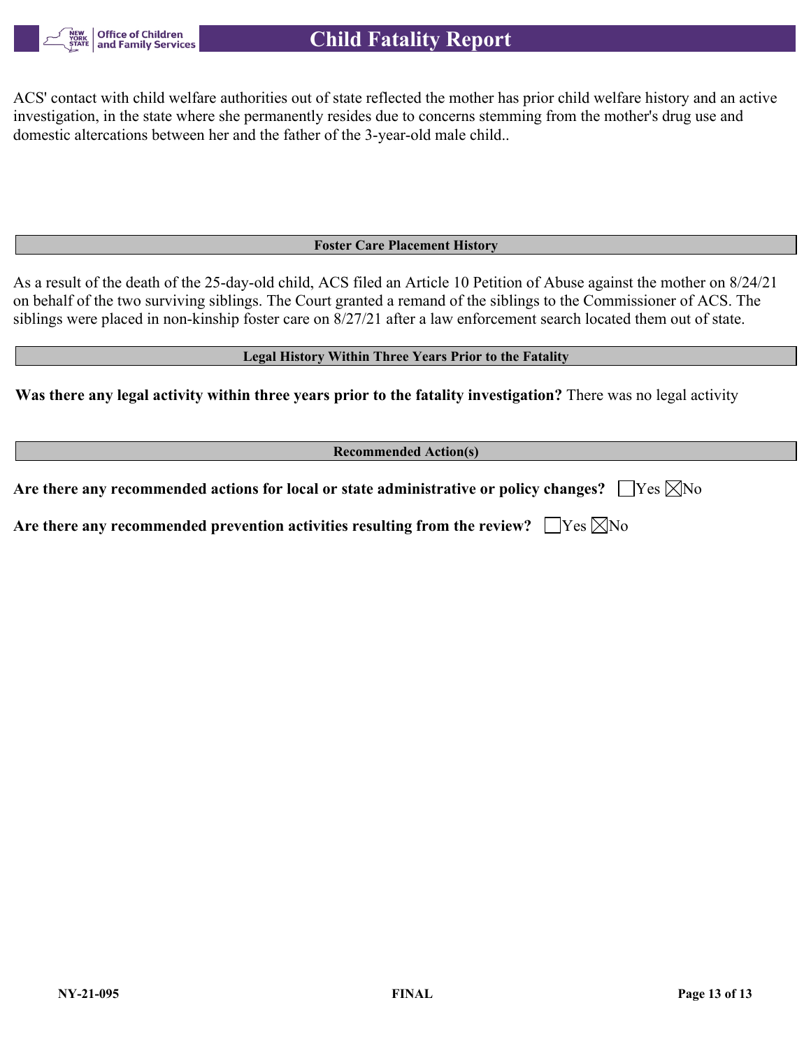ACS' contact with child welfare authorities out of state reflected the mother has prior child welfare history and an active investigation, in the state where she permanently resides due to concerns stemming from the mother's drug use and domestic altercations between her and the father of the 3-year-old male child..

## Foster Care Placement History

As a result of the death of the 25-day-old child, ACS filed an Article 10 Petition of Abuse against the mother on 8/24/21 on behalf of the two surviving siblings. The Court granted a remand of the siblings to the Commissioner of ACS. The siblings were placed in non-kinship foster care on 8/27/21 after a law enforcement search located them out of state.

## Legal History Within Three Years Prior to the Fatality

**Was there any legal activity within three years prior to the fatality investigation?** There was no legal activity

## Recommended Action(s)

**Are there any recommended actions for local or state administrative or policy changes?** ☐Yes ☒No

**Are there any recommended prevention activities resulting from the review?** ☐Yes ☒No